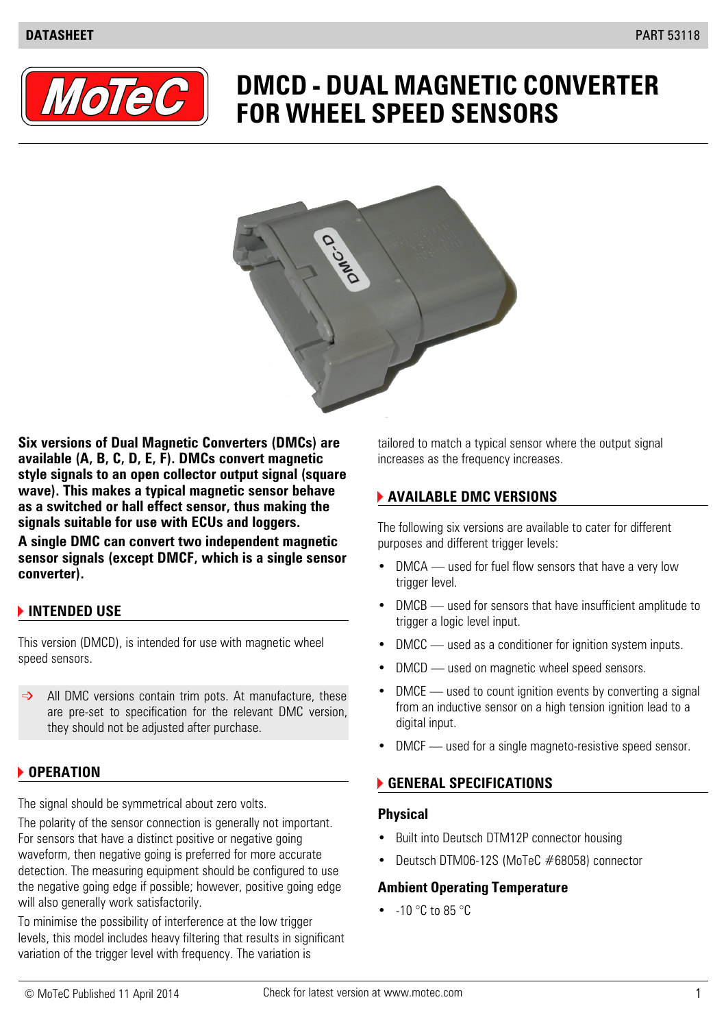DATASHEET PART 53118

# DMCD - DUAL MAGNETIC CONVERTER FOR WHEEL SPEED SENSORS

**Six versions of Dual Magnetic Converters (DMCs) are available (A, B, C, D, E, F). DMCs convert magnetic style signals to an open collector output signal (square wave). This makes a typical magnetic sensor behave as a switched or hall effect sensor, thus making the signals suitable for use with ECUs and loggers.**

**A single DMC can convert two independent magnetic sensor signals (except DMCF, which is a single sensor converter).**

## INTENDED USE

This version (DMCD), is intended for use with magnetic wheel speed sensors.

> ⇨ All DMC versions contain trim pots. At manufacture, these are pre-set to specification for the relevant DMC version, they should not be adjusted after purchase.

## OPERATION

The signal should be symmetrical about zero volts.

The polarity of the sensor connection is generally not important. For sensors that have a distinct positive or negative going waveform, then negative going is preferred for more accurate detection. The measuring equipment should be configured to use the negative going edge if possible; however, positive going edge will also generally work satisfactorily.

To minimise the possibility of interference at the low trigger levels, this model includes heavy filtering that results in significant variation of the trigger level with frequency. The variation is tailored to match a typical sensor where the output signal increases as the frequency increases.

## AVAILABLE DMC VERSIONS

The following six versions are available to cater for different purposes and different trigger levels:

- DMCA — used for fuel flow sensors that have a very low trigger level.
- DMCB — used for sensors that have insufficient amplitude to trigger a logic level input.
- DMCC — used as a conditioner for ignition system inputs.
- DMCD — used on magnetic wheel speed sensors.
- DMCE — used to count ignition events by converting a signal from an inductive sensor on a high tension ignition lead to a digital input.
- DMCF — used for a single magneto-resistive speed sensor.

## GENERAL SPECIFICATIONS

### Physical

- Built into Deutsch DTM12P connector housing
- Deutsch DTM06-12S (MoTeC #68058) connector

### Ambient Operating Temperature

- -10 °C to 85 °C

© MoTeC Published 11 April 2014 Check for latest version at www.motec.com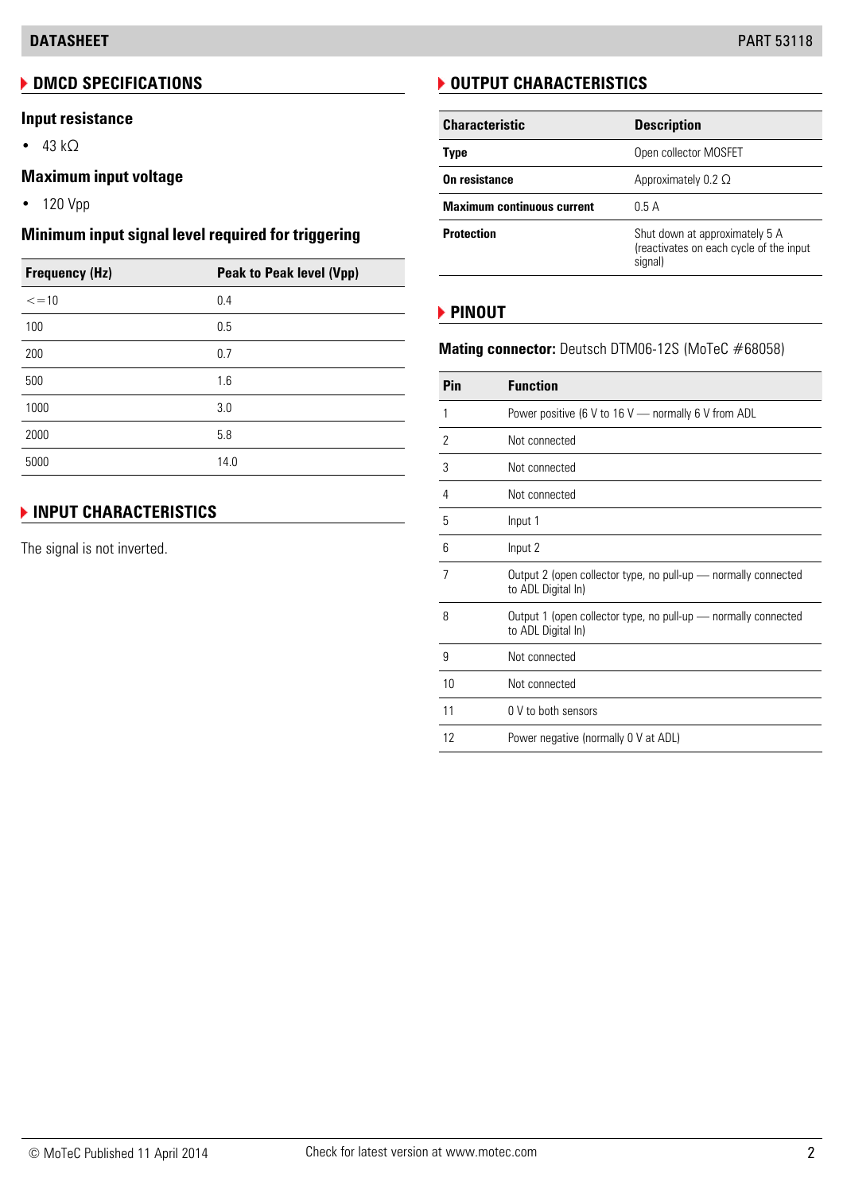## DMCD SPECIFICATIONS

### Input resistance

- 43 kΩ

### Maximum input voltage

- 120 Vpp

### Minimum input signal level required for triggering

| Frequency (Hz) | Peak to Peak level (Vpp) |
|---|---|
| <=10 | 0.4 |
| 100 | 0.5 |
| 200 | 0.7 |
| 500 | 1.6 |
| 1000 | 3.0 |
| 2000 | 5.8 |
| 5000 | 14.0 |

## INPUT CHARACTERISTICS

The signal is not inverted.

## OUTPUT CHARACTERISTICS

| Characteristic | Description |
|---|---|
| **Type** | Open collector MOSFET |
| **On resistance** | Approximately 0.2 Ω |
| **Maximum continuous current** | 0.5 A |
| **Protection** | Shut down at approximately 5 A (reactivates on each cycle of the input signal) |

## PINOUT

**Mating connector:** Deutsch DTM06-12S (MoTeC #68058)

| Pin | Function |
|---|---|
| 1 | Power positive (6 V to 16 V — normally 6 V from ADL |
| 2 | Not connected |
| 3 | Not connected |
| 4 | Not connected |
| 5 | Input 1 |
| 6 | Input 2 |
| 7 | Output 2 (open collector type, no pull-up — normally connected to ADL Digital In) |
| 8 | Output 1 (open collector type, no pull-up — normally connected to ADL Digital In) |
| 9 | Not connected |
| 10 | Not connected |
| 11 | 0 V to both sensors |
| 12 | Power negative (normally 0 V at ADL) |

© MoTeC Published 11 April 2014 Check for latest version at www.motec.com